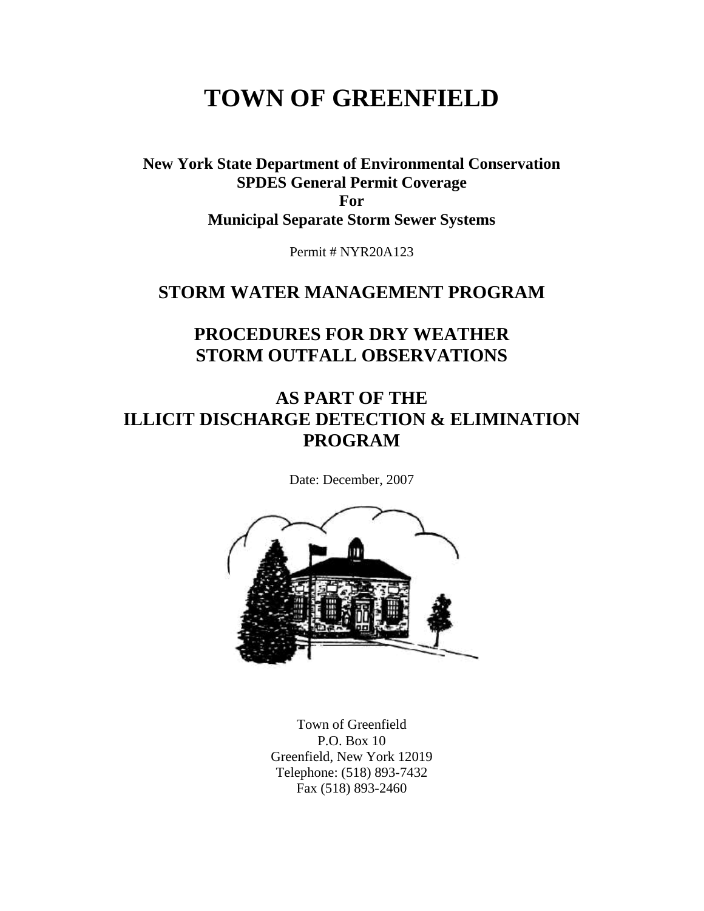# TOWN OF GREENFIELD

**New York State Department of Environmental Conservation**
**SPDES General Permit Coverage**
**For**
**Municipal Separate Storm Sewer Systems**

Permit # NYR20A123

## STORM WATER MANAGEMENT PROGRAM

## PROCEDURES FOR DRY WEATHER STORM OUTFALL OBSERVATIONS

## AS PART OF THE ILLICIT DISCHARGE DETECTION & ELIMINATION PROGRAM

Date: December, 2007

Town of Greenfield
P.O. Box 10
Greenfield, New York 12019
Telephone: (518) 893-7432
Fax (518) 893-2460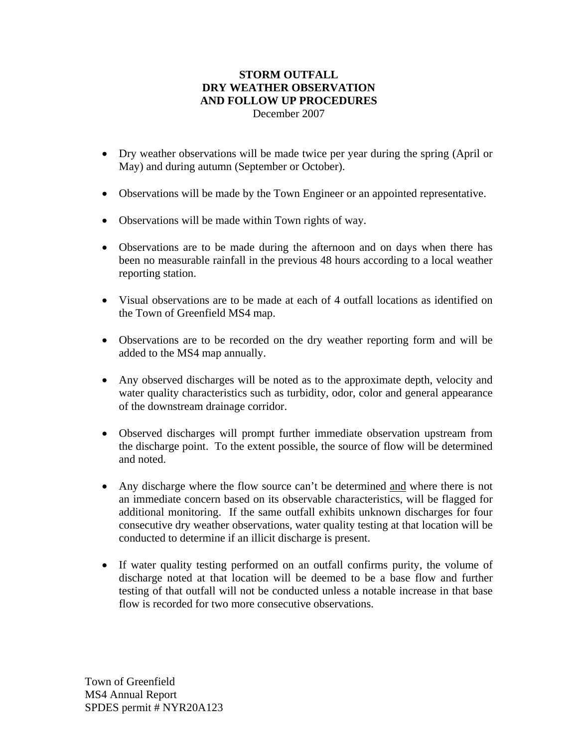# STORM OUTFALL
# DRY WEATHER OBSERVATION
# AND FOLLOW UP PROCEDURES

December 2007

- Dry weather observations will be made twice per year during the spring (April or May) and during autumn (September or October).
- Observations will be made by the Town Engineer or an appointed representative.
- Observations will be made within Town rights of way.
- Observations are to be made during the afternoon and on days when there has been no measurable rainfall in the previous 48 hours according to a local weather reporting station.
- Visual observations are to be made at each of 4 outfall locations as identified on the Town of Greenfield MS4 map.
- Observations are to be recorded on the dry weather reporting form and will be added to the MS4 map annually.
- Any observed discharges will be noted as to the approximate depth, velocity and water quality characteristics such as turbidity, odor, color and general appearance of the downstream drainage corridor.
- Observed discharges will prompt further immediate observation upstream from the discharge point. To the extent possible, the source of flow will be determined and noted.
- Any discharge where the flow source can't be determined <u>and</u> where there is not an immediate concern based on its observable characteristics, will be flagged for additional monitoring. If the same outfall exhibits unknown discharges for four consecutive dry weather observations, water quality testing at that location will be conducted to determine if an illicit discharge is present.
- If water quality testing performed on an outfall confirms purity, the volume of discharge noted at that location will be deemed to be a base flow and further testing of that outfall will not be conducted unless a notable increase in that base flow is recorded for two more consecutive observations.

Town of Greenfield
MS4 Annual Report
SPDES permit # NYR20A123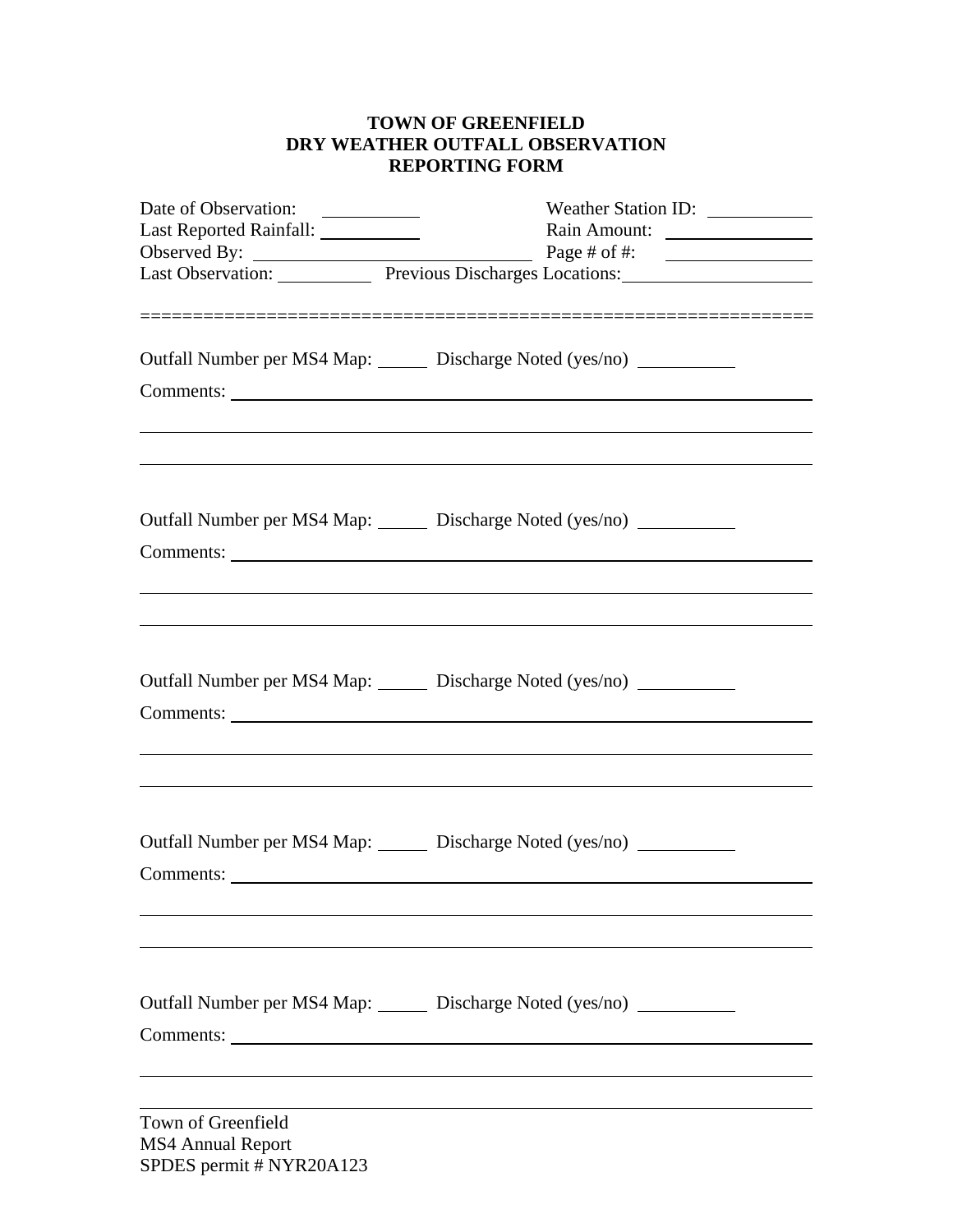**TOWN OF GREENFIELD**
**DRY WEATHER OUTFALL OBSERVATION**
**REPORTING FORM**

Date of Observation: __________ Weather Station ID: __________
Last Reported Rainfall: __________ Rain Amount: __________
Observed By: ______________________________ Page # of #: __________
Last Observation: __________ Previous Discharges Locations: __________

==============================================================

Outfall Number per MS4 Map: _____ Discharge Noted (yes/no) __________

Comments: ____________________________________________________________

______________________________________________________________________

______________________________________________________________________

Outfall Number per MS4 Map: _____ Discharge Noted (yes/no) __________

Comments: ____________________________________________________________

______________________________________________________________________

______________________________________________________________________

Outfall Number per MS4 Map: _____ Discharge Noted (yes/no) __________

Comments: ____________________________________________________________

______________________________________________________________________

______________________________________________________________________

Outfall Number per MS4 Map: _____ Discharge Noted (yes/no) __________

Comments: ____________________________________________________________

______________________________________________________________________

______________________________________________________________________

Outfall Number per MS4 Map: _____ Discharge Noted (yes/no) __________

Comments: ____________________________________________________________

______________________________________________________________________

______________________________________________________________________

Town of Greenfield
MS4 Annual Report
SPDES permit # NYR20A123